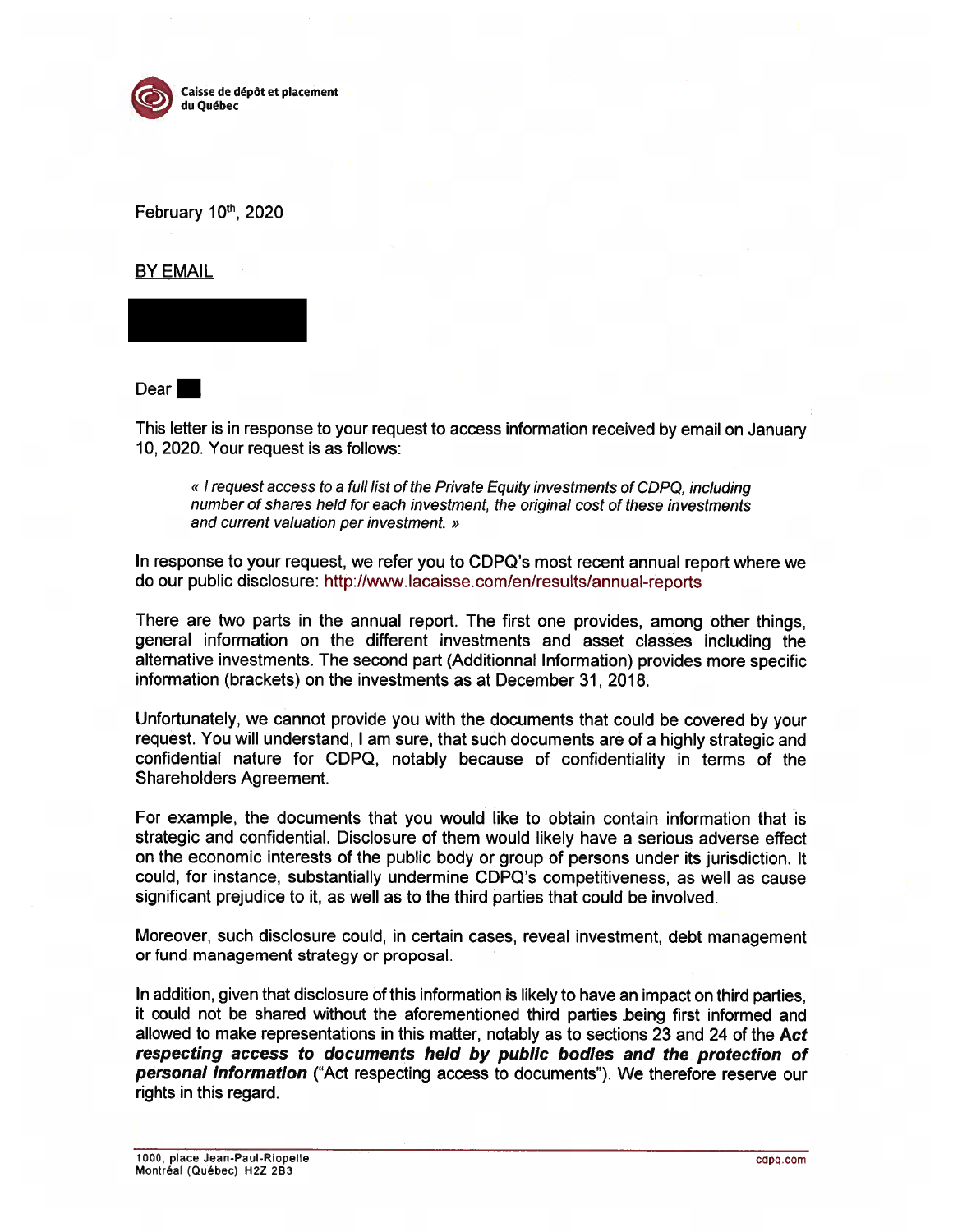Caisse de dépôt et placement du Québec

February 10th, 2020

BY EMAIL

Dear

This letter is in response to your request to access information received by email on January 10, 2020. Your request is as follows:

> *« I request access to a full list of the Private Equity investments of CDPQ, including number of shares held for each investment, the original cost of these investments and current valuation per investment. »*

In response to your request, we refer you to CDPQ's most recent annual report where we do our public disclosure: http://www.lacaisse.com/en/results/annual-reports

There are two parts in the annual report. The first one provides, among other things, general information on the different investments and asset classes including the alternative investments. The second part (Additionnal Information) provides more specific information (brackets) on the investments as at December 31, 2018.

Unfortunately, we cannot provide you with the documents that could be covered by your request. You will understand, I am sure, that such documents are of a highly strategic and confidential nature for CDPQ, notably because of confidentiality in terms of the Shareholders Agreement.

For example, the documents that you would like to obtain contain information that is strategic and confidential. Disclosure of them would likely have a serious adverse effect on the economic interests of the public body or group of persons under its jurisdiction. It could, for instance, substantially undermine CDPQ's competitiveness, as well as cause significant prejudice to it, as well as to the third parties that could be involved.

Moreover, such disclosure could, in certain cases, reveal investment, debt management or fund management strategy or proposal.

In addition, given that disclosure of this information is likely to have an impact on third parties, it could not be shared without the aforementioned third parties being first informed and allowed to make representations in this matter, notably as to sections 23 and 24 of the ***Act respecting access to documents held by public bodies and the protection of personal information*** ("Act respecting access to documents"). We therefore reserve our rights in this regard.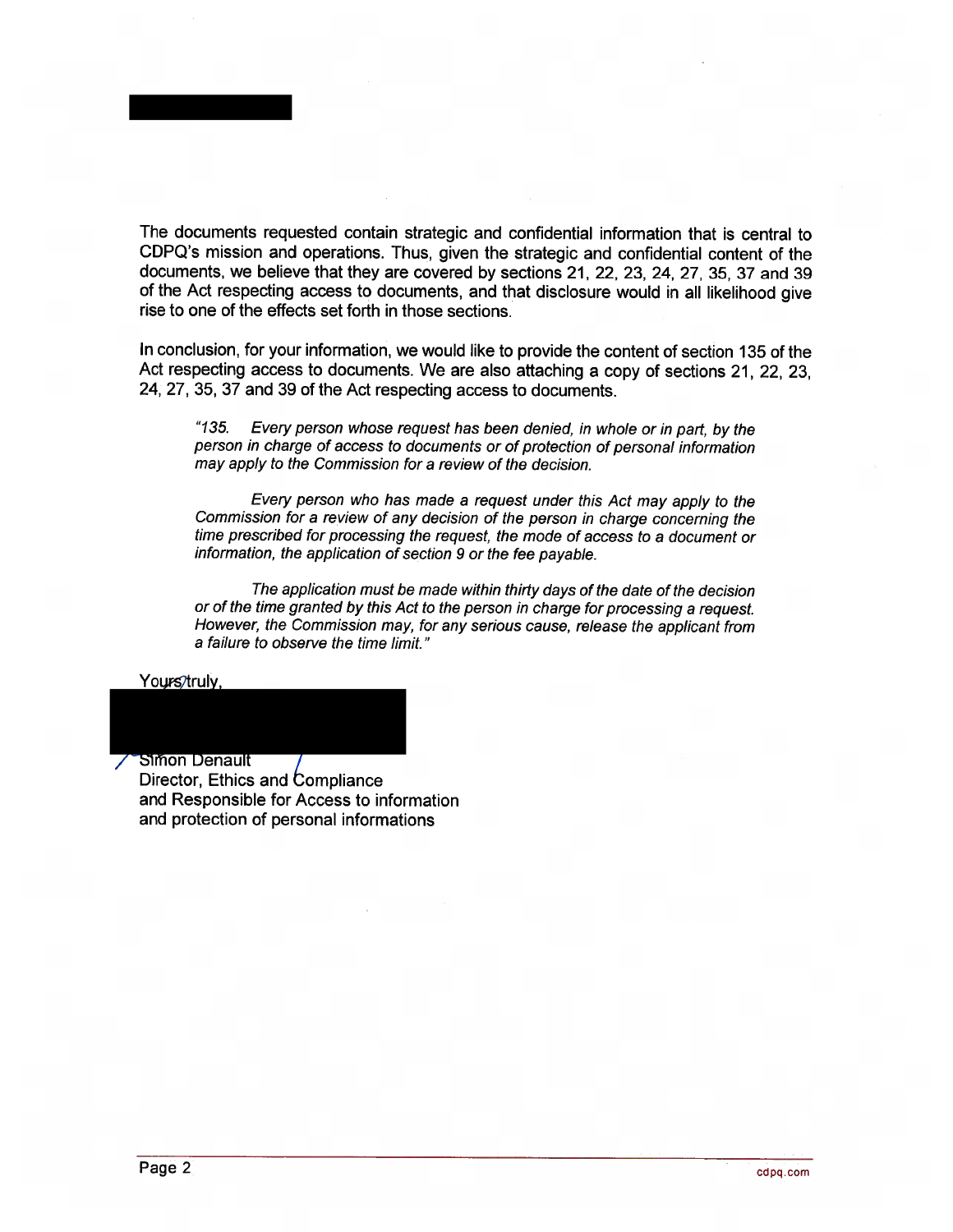The documents requested contain strategic and confidential information that is central to CDPQ's mission and operations. Thus, given the strategic and confidential content of the documents, we believe that they are covered by sections 21, 22, 23, 24, 27, 35, 37 and 39 of the Act respecting access to documents, and that disclosure would in all likelihood give rise to one of the effects set forth in those sections.

In conclusion, for your information, we would like to provide the content of section 135 of the Act respecting access to documents. We are also attaching a copy of sections 21, 22, 23, 24, 27, 35, 37 and 39 of the Act respecting access to documents.

> *"135. Every person whose request has been denied, in whole or in part, by the person in charge of access to documents or of protection of personal information may apply to the Commission for a review of the decision.*
>
> *Every person who has made a request under this Act may apply to the Commission for a review of any decision of the person in charge concerning the time prescribed for processing the request, the mode of access to a document or information, the application of section 9 or the fee payable.*
>
> *The application must be made within thirty days of the date of the decision or of the time granted by this Act to the person in charge for processing a request. However, the Commission may, for any serious cause, release the applicant from a failure to observe the time limit."*

Yours truly,

Simon Denault
Director, Ethics and Compliance
and Responsible for Access to information
and protection of personal informations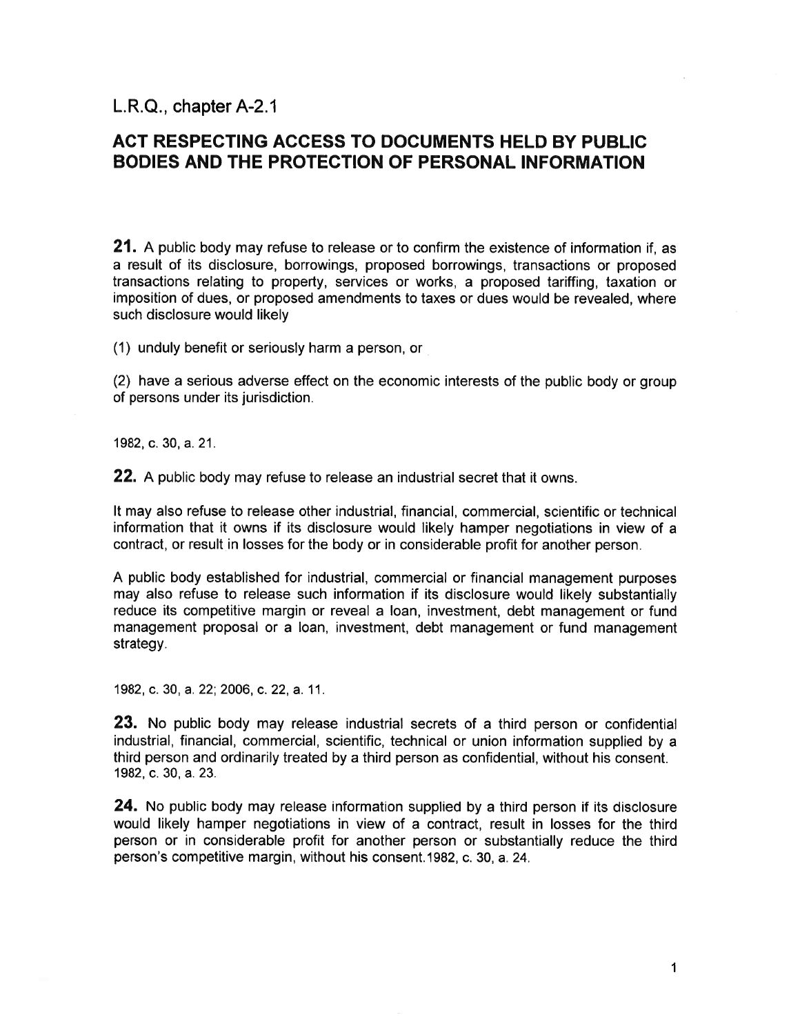## L.R.Q., chapter A-2.1

# ACT RESPECTING ACCESS TO DOCUMENTS HELD BY PUBLIC BODIES AND THE PROTECTION OF PERSONAL INFORMATION

**21.** A public body may refuse to release or to confirm the existence of information if, as a result of its disclosure, borrowings, proposed borrowings, transactions or proposed transactions relating to property, services or works, a proposed tariffing, taxation or imposition of dues, or proposed amendments to taxes or dues would be revealed, where such disclosure would likely

(1) unduly benefit or seriously harm a person, or

(2) have a serious adverse effect on the economic interests of the public body or group of persons under its jurisdiction.

1982, c. 30, a. 21.

**22.** A public body may refuse to release an industrial secret that it owns.

It may also refuse to release other industrial, financial, commercial, scientific or technical information that it owns if its disclosure would likely hamper negotiations in view of a contract, or result in losses for the body or in considerable profit for another person.

A public body established for industrial, commercial or financial management purposes may also refuse to release such information if its disclosure would likely substantially reduce its competitive margin or reveal a loan, investment, debt management or fund management proposal or a loan, investment, debt management or fund management strategy.

1982, c. 30, a. 22; 2006, c. 22, a. 11.

**23.** No public body may release industrial secrets of a third person or confidential industrial, financial, commercial, scientific, technical or union information supplied by a third person and ordinarily treated by a third person as confidential, without his consent.
1982, c. 30, a. 23.

**24.** No public body may release information supplied by a third person if its disclosure would likely hamper negotiations in view of a contract, result in losses for the third person or in considerable profit for another person or substantially reduce the third person's competitive margin, without his consent.1982, c. 30, a. 24.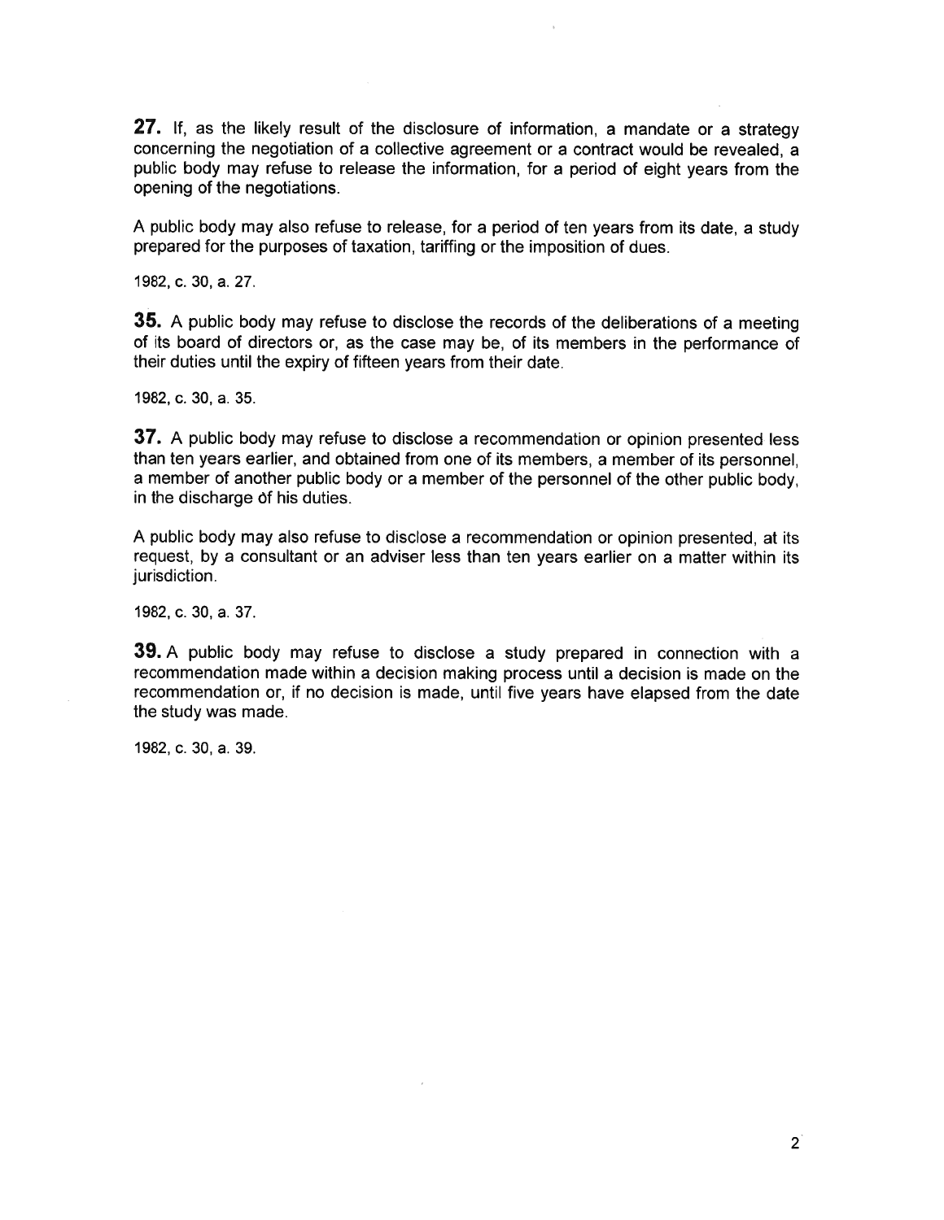**27.** If, as the likely result of the disclosure of information, a mandate or a strategy concerning the negotiation of a collective agreement or a contract would be revealed, a public body may refuse to release the information, for a period of eight years from the opening of the negotiations.

A public body may also refuse to release, for a period of ten years from its date, a study prepared for the purposes of taxation, tariffing or the imposition of dues.

1982, c. 30, a. 27.

**35.** A public body may refuse to disclose the records of the deliberations of a meeting of its board of directors or, as the case may be, of its members in the performance of their duties until the expiry of fifteen years from their date.

1982, c. 30, a. 35.

**37.** A public body may refuse to disclose a recommendation or opinion presented less than ten years earlier, and obtained from one of its members, a member of its personnel, a member of another public body or a member of the personnel of the other public body, in the discharge of his duties.

A public body may also refuse to disclose a recommendation or opinion presented, at its request, by a consultant or an adviser less than ten years earlier on a matter within its jurisdiction.

1982, c. 30, a. 37.

**39.** A public body may refuse to disclose a study prepared in connection with a recommendation made within a decision making process until a decision is made on the recommendation or, if no decision is made, until five years have elapsed from the date the study was made.

1982, c. 30, a. 39.